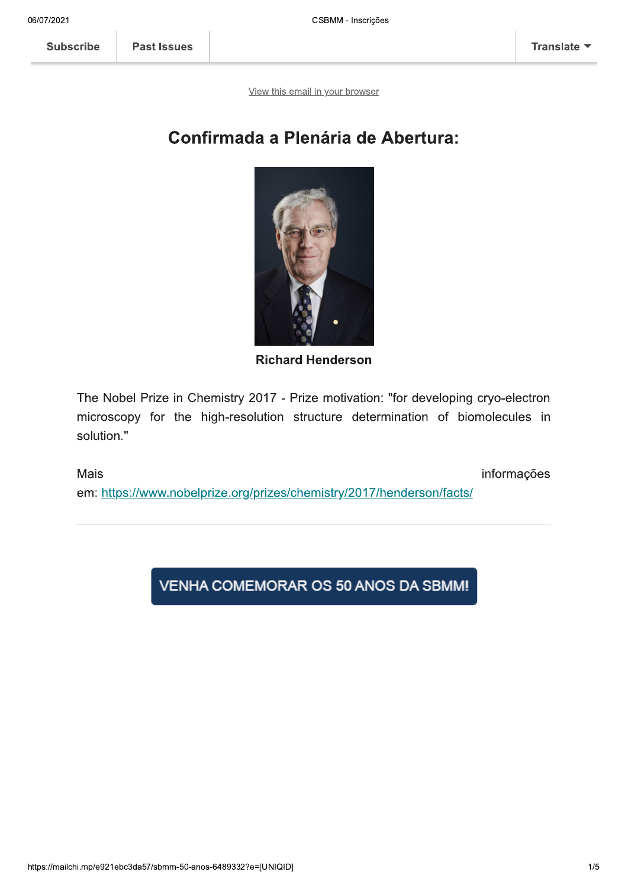Subscribe | Past Issues | Translate

View this email in your browser

# Confirmada a Plenária de Abertura:

**Richard Henderson**

The Nobel Prize in Chemistry 2017 - Prize motivation: "for developing cryo-electron microscopy for the high-resolution structure determination of biomolecules in solution."

Mais informações em: https://www.nobelprize.org/prizes/chemistry/2017/henderson/facts/

---

VENHA COMEMORAR OS 50 ANOS DA SBMM!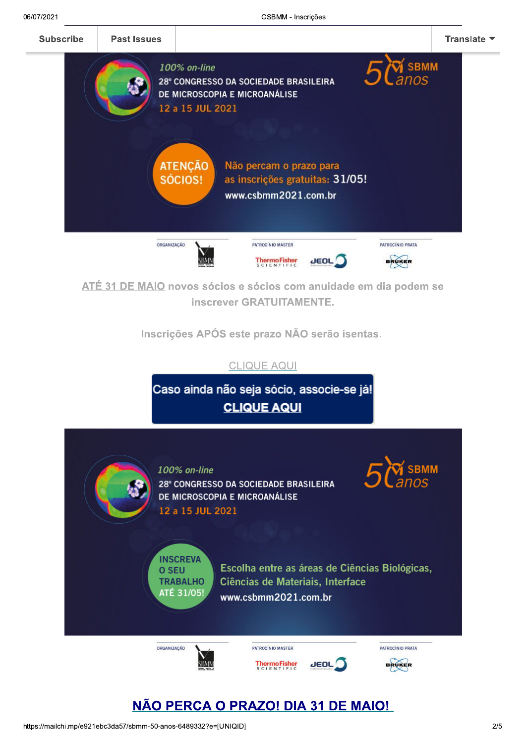Subscribe | Past Issues | Translate

100% on-line

28º CONGRESSO DA SOCIEDADE BRASILEIRA DE MICROSCOPIA E MICROANÁLISE

12 a 15 JUL 2021

50 anos SBMM

ATENÇÃO SÓCIOS! Não percam o prazo para as inscrições gratuitas: 31/05!

www.csbmm2021.com.br

ORGANIZAÇÃO SBMM | PATROCÍNIO MASTER ThermoFisher SCIENTIFIC JEOL | PATROCÍNIO PRATA BRUKER

**ATÉ 31 DE MAIO novos sócios e sócios com anuidade em dia podem se inscrever GRATUITAMENTE.**

**Inscrições APÓS este prazo NÃO serão isentas.**

CLIQUE AQUI

**Caso ainda não seja sócio, associe-se já!**

**CLIQUE AQUI**

100% on-line

28º CONGRESSO DA SOCIEDADE BRASILEIRA DE MICROSCOPIA E MICROANÁLISE

12 a 15 JUL 2021

50 anos SBMM

INSCREVA O SEU TRABALHO ATÉ 31/05! Escolha entre as áreas de Ciências Biológicas, Ciências de Materiais, Interface

www.csbmm2021.com.br

ORGANIZAÇÃO SBMM | PATROCÍNIO MASTER ThermoFisher SCIENTIFIC JEOL | PATROCÍNIO PRATA BRUKER

## NÃO PERCA O PRAZO! DIA 31 DE MAIO!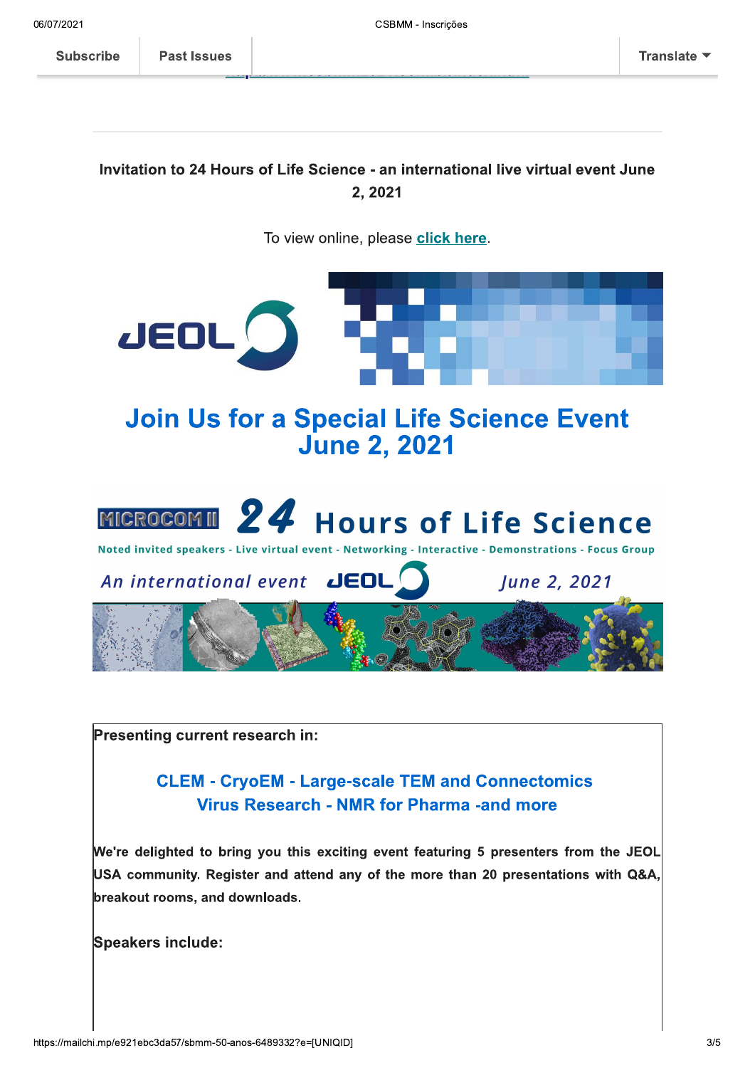Subscribe | Past Issues | Translate

Invitation to 24 Hours of Life Science - an international live virtual event June 2, 2021

To view online, please **click here**.

## Join Us for a Special Life Science Event June 2, 2021

MICROCOM II **24** Hours of Life Science

Noted invited speakers - Live virtual event - Networking - Interactive - Demonstrations - Focus Group

*An international event* JEOL *June 2, 2021*

**Presenting current research in:**

**CLEM - CryoEM - Large-scale TEM and Connectomics**
**Virus Research - NMR for Pharma -and more**

We're delighted to bring you this exciting event featuring 5 presenters from the JEOL USA community. Register and attend any of the more than 20 presentations with Q&A, breakout rooms, and downloads.

**Speakers include:**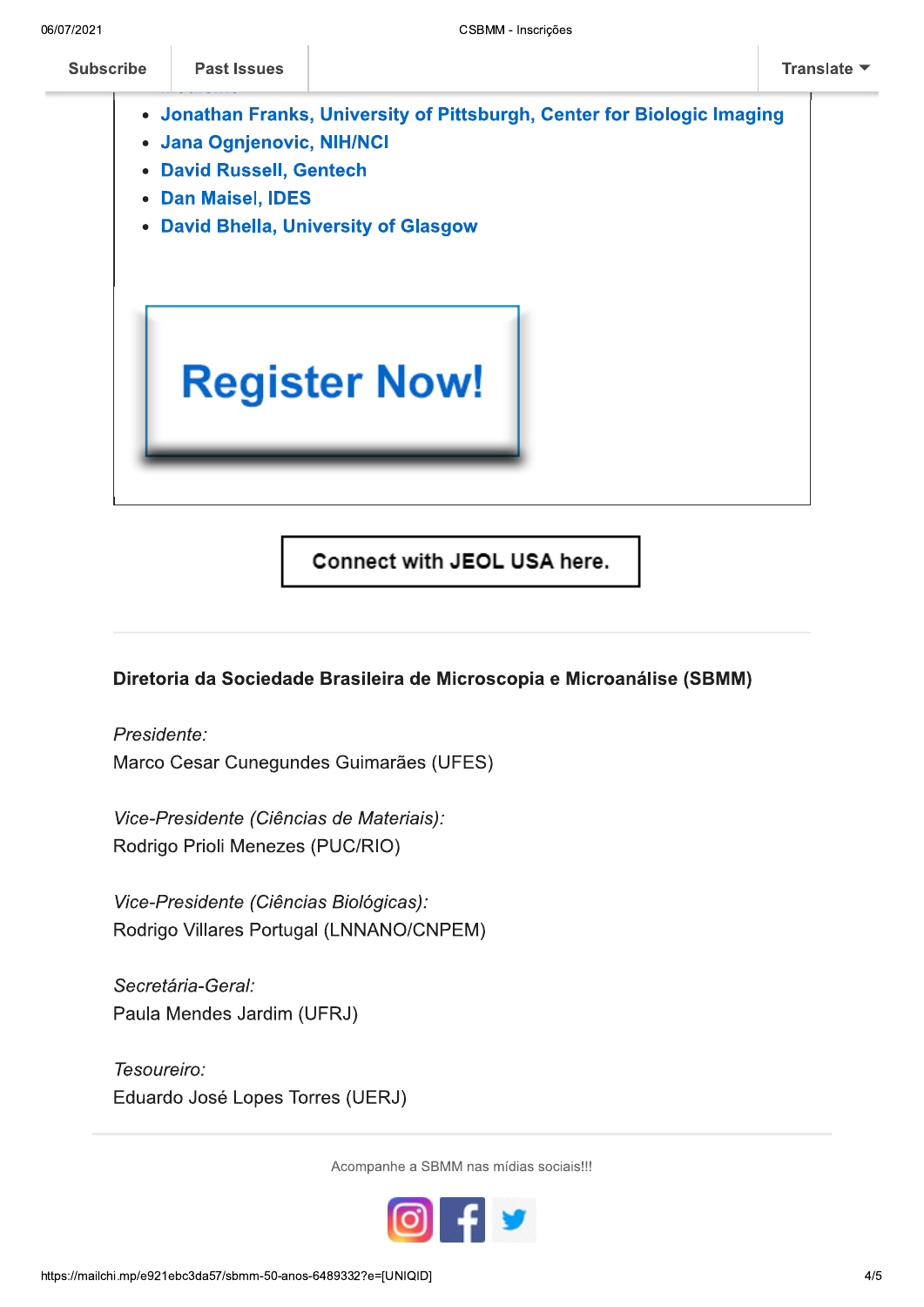- Jonathan Franks, University of Pittsburgh, Center for Biologic Imaging
- Jana Ognjenovic, NIH/NCI
- David Russell, Gentech
- Dan Maisel, IDES
- David Bhella, University of Glasgow

**Register Now!**

**Connect with JEOL USA here.**

---

**Diretoria da Sociedade Brasileira de Microscopia e Microanálise (SBMM)**

*Presidente:*
Marco Cesar Cunegundes Guimarães (UFES)

*Vice-Presidente (Ciências de Materiais):*
Rodrigo Prioli Menezes (PUC/RIO)

*Vice-Presidente (Ciências Biológicas):*
Rodrigo Villares Portugal (LNNANO/CNPEM)

*Secretária-Geral:*
Paula Mendes Jardim (UFRJ)

*Tesoureiro:*
Eduardo José Lopes Torres (UERJ)

---

Acompanhe a SBMM nas mídias sociais!!!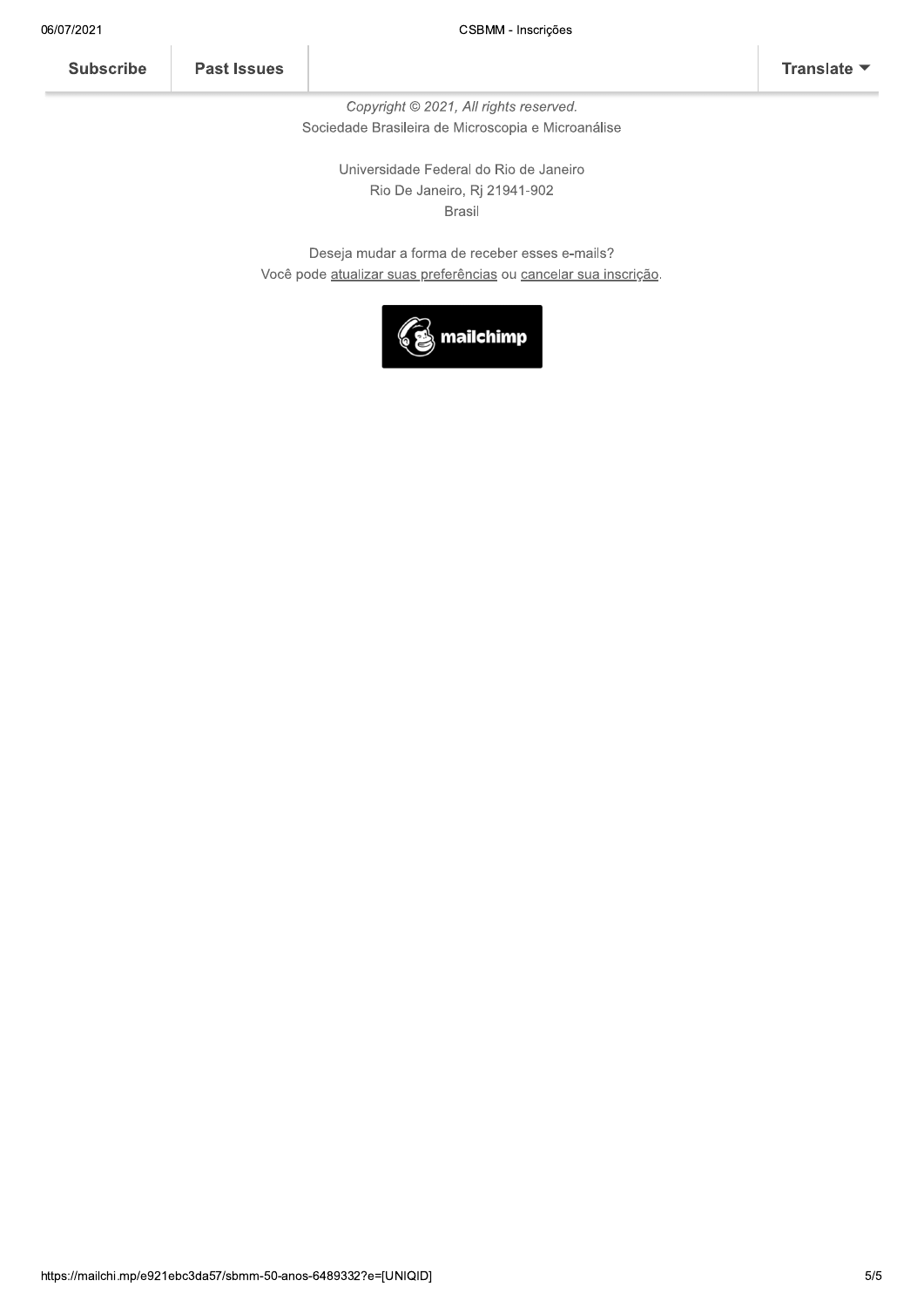Subscribe | Past Issues | Translate ▼

*Copyright © 2021, All rights reserved.*
Sociedade Brasileira de Microscopia e Microanálise

Universidade Federal do Rio de Janeiro
Rio De Janeiro, Rj 21941-902
Brasil

Deseja mudar a forma de receber esses e-mails?
Você pode atualizar suas preferências ou cancelar sua inscrição.

mailchimp